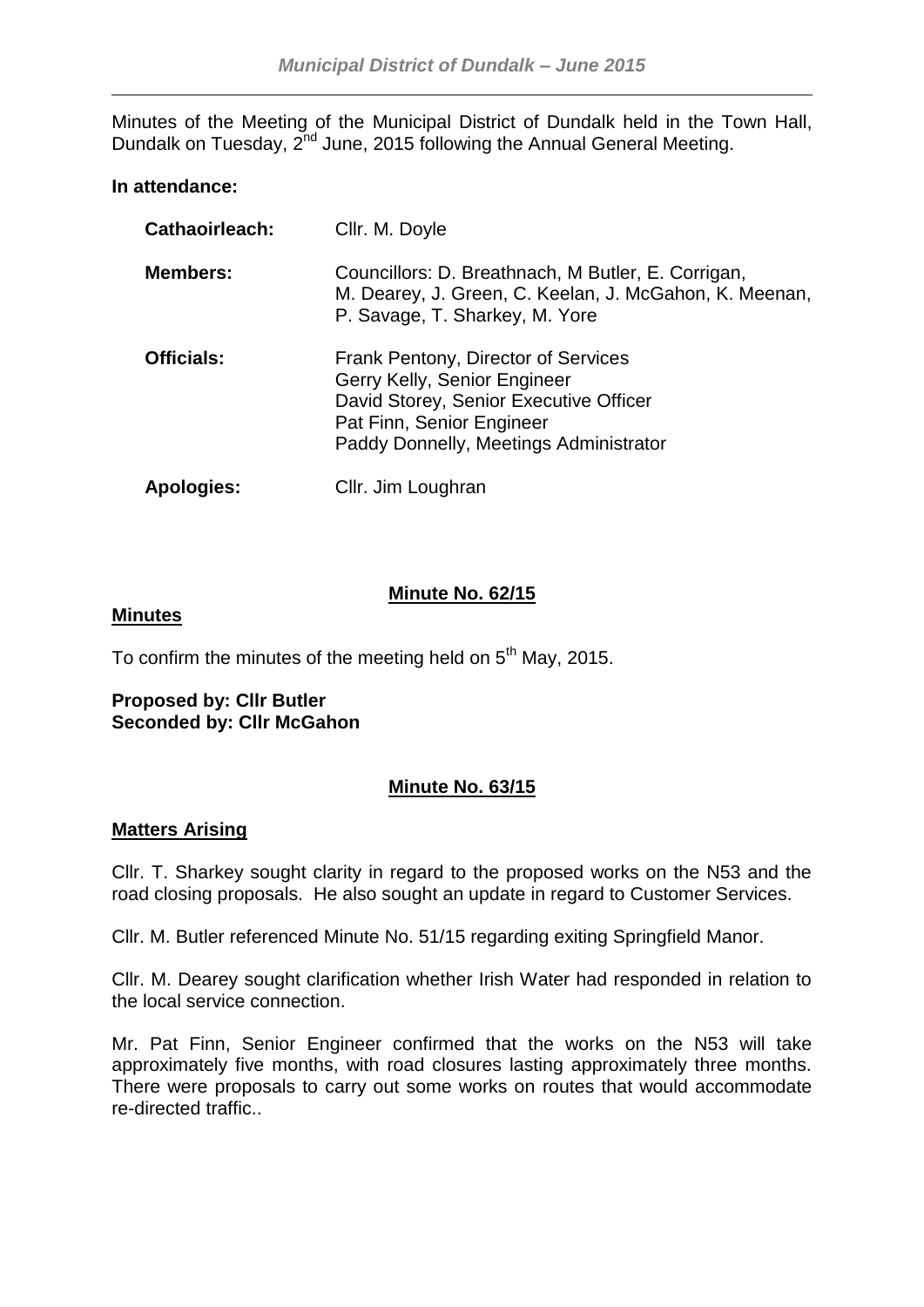Minutes of the Meeting of the Municipal District of Dundalk held in the Town Hall, Dundalk on Tuesday, 2nd June, 2015 following the Annual General Meeting.

**In attendance:**

| | |
|---|---|
| **Cathaoirleach:** | Cllr. M. Doyle |
| **Members:** | Councillors: D. Breathnach, M Butler, E. Corrigan, M. Dearey, J. Green, C. Keelan, J. McGahon, K. Meenan, P. Savage, T. Sharkey, M. Yore |
| **Officials:** | Frank Pentony, Director of Services<br>Gerry Kelly, Senior Engineer<br>David Storey, Senior Executive Officer<br>Pat Finn, Senior Engineer<br>Paddy Donnelly, Meetings Administrator |
| **Apologies:** | Cllr. Jim Loughran |

## Minute No. 62/15

**Minutes**

To confirm the minutes of the meeting held on 5th May, 2015.

**Proposed by: Cllr Butler**
**Seconded by: Cllr McGahon**

## Minute No. 63/15

**Matters Arising**

Cllr. T. Sharkey sought clarity in regard to the proposed works on the N53 and the road closing proposals. He also sought an update in regard to Customer Services.

Cllr. M. Butler referenced Minute No. 51/15 regarding exiting Springfield Manor.

Cllr. M. Dearey sought clarification whether Irish Water had responded in relation to the local service connection.

Mr. Pat Finn, Senior Engineer confirmed that the works on the N53 will take approximately five months, with road closures lasting approximately three months. There were proposals to carry out some works on routes that would accommodate re-directed traffic..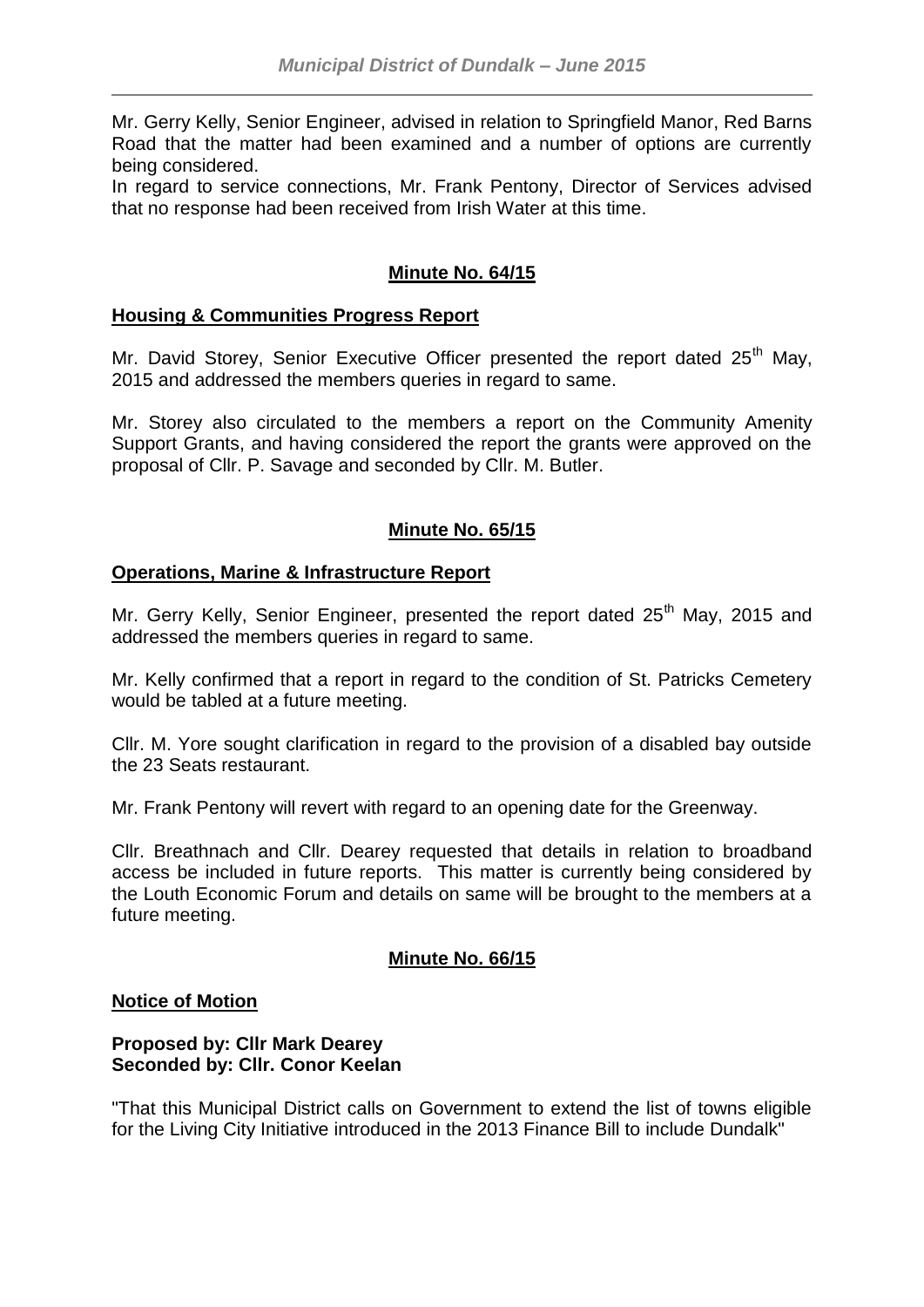Mr. Gerry Kelly, Senior Engineer, advised in relation to Springfield Manor, Red Barns Road that the matter had been examined and a number of options are currently being considered.
In regard to service connections, Mr. Frank Pentony, Director of Services advised that no response had been received from Irish Water at this time.

## Minute No. 64/15

### Housing & Communities Progress Report

Mr. David Storey, Senior Executive Officer presented the report dated 25th May, 2015 and addressed the members queries in regard to same.

Mr. Storey also circulated to the members a report on the Community Amenity Support Grants, and having considered the report the grants were approved on the proposal of Cllr. P. Savage and seconded by Cllr. M. Butler.

## Minute No. 65/15

### Operations, Marine & Infrastructure Report

Mr. Gerry Kelly, Senior Engineer, presented the report dated 25th May, 2015 and addressed the members queries in regard to same.

Mr. Kelly confirmed that a report in regard to the condition of St. Patricks Cemetery would be tabled at a future meeting.

Cllr. M. Yore sought clarification in regard to the provision of a disabled bay outside the 23 Seats restaurant.

Mr. Frank Pentony will revert with regard to an opening date for the Greenway.

Cllr. Breathnach and Cllr. Dearey requested that details in relation to broadband access be included in future reports. This matter is currently being considered by the Louth Economic Forum and details on same will be brought to the members at a future meeting.

## Minute No. 66/15

### Notice of Motion

**Proposed by: Cllr Mark Dearey**
**Seconded by: Cllr. Conor Keelan**

"That this Municipal District calls on Government to extend the list of towns eligible for the Living City Initiative introduced in the 2013 Finance Bill to include Dundalk"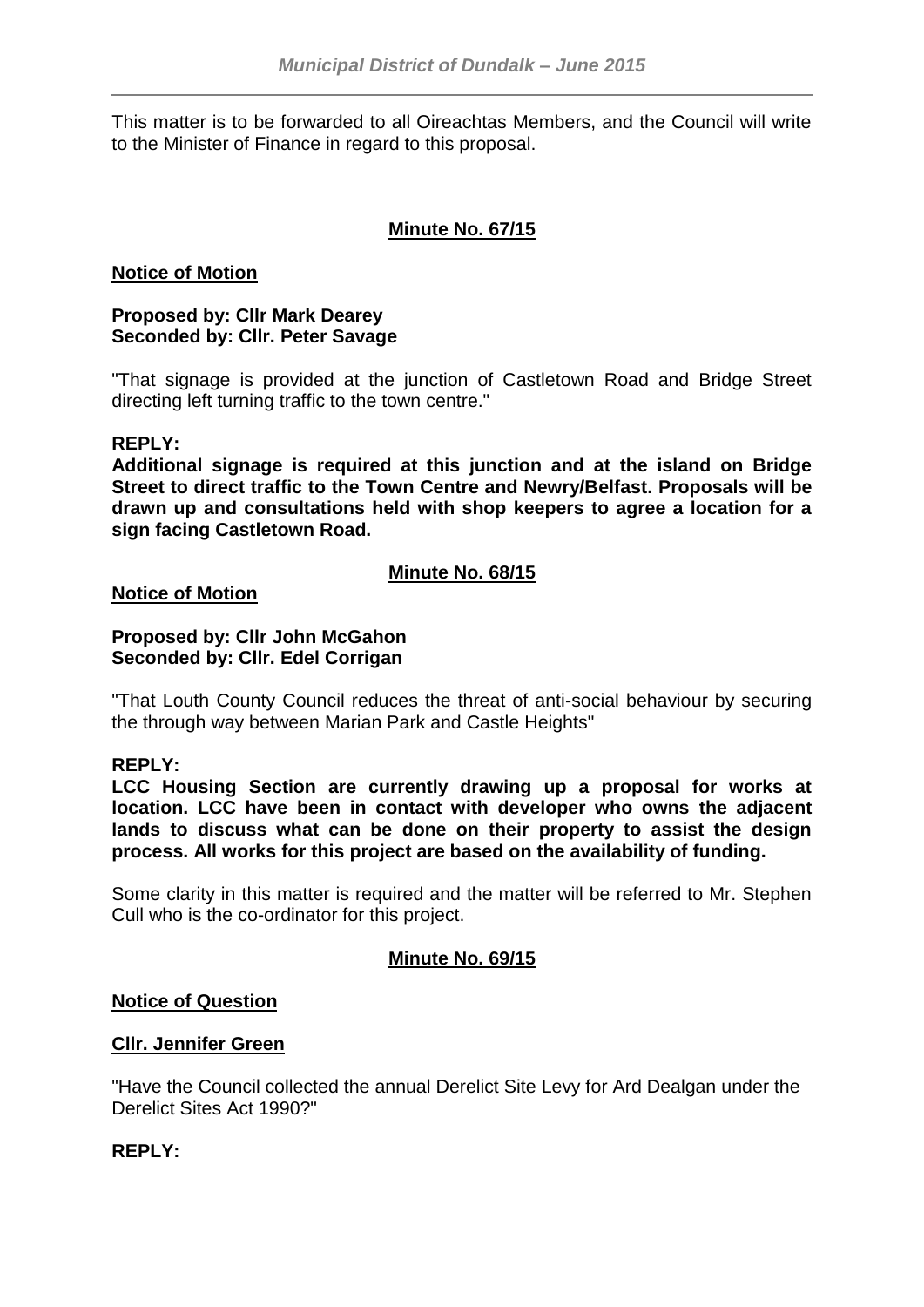This matter is to be forwarded to all Oireachtas Members, and the Council will write to the Minister of Finance in regard to this proposal.

**Minute No. 67/15**

**Notice of Motion**

**Proposed by: Cllr Mark Dearey**
**Seconded by: Cllr. Peter Savage**

"That signage is provided at the junction of Castletown Road and Bridge Street directing left turning traffic to the town centre."

**REPLY:**
**Additional signage is required at this junction and at the island on Bridge Street to direct traffic to the Town Centre and Newry/Belfast. Proposals will be drawn up and consultations held with shop keepers to agree a location for a sign facing Castletown Road.**

**Minute No. 68/15**

**Notice of Motion**

**Proposed by: Cllr John McGahon**
**Seconded by: Cllr. Edel Corrigan**

"That Louth County Council reduces the threat of anti-social behaviour by securing the through way between Marian Park and Castle Heights"

**REPLY:**
**LCC Housing Section are currently drawing up a proposal for works at location. LCC have been in contact with developer who owns the adjacent lands to discuss what can be done on their property to assist the design process. All works for this project are based on the availability of funding.**

Some clarity in this matter is required and the matter will be referred to Mr. Stephen Cull who is the co-ordinator for this project.

**Minute No. 69/15**

**Notice of Question**

**Cllr. Jennifer Green**

"Have the Council collected the annual Derelict Site Levy for Ard Dealgan under the Derelict Sites Act 1990?"

**REPLY:**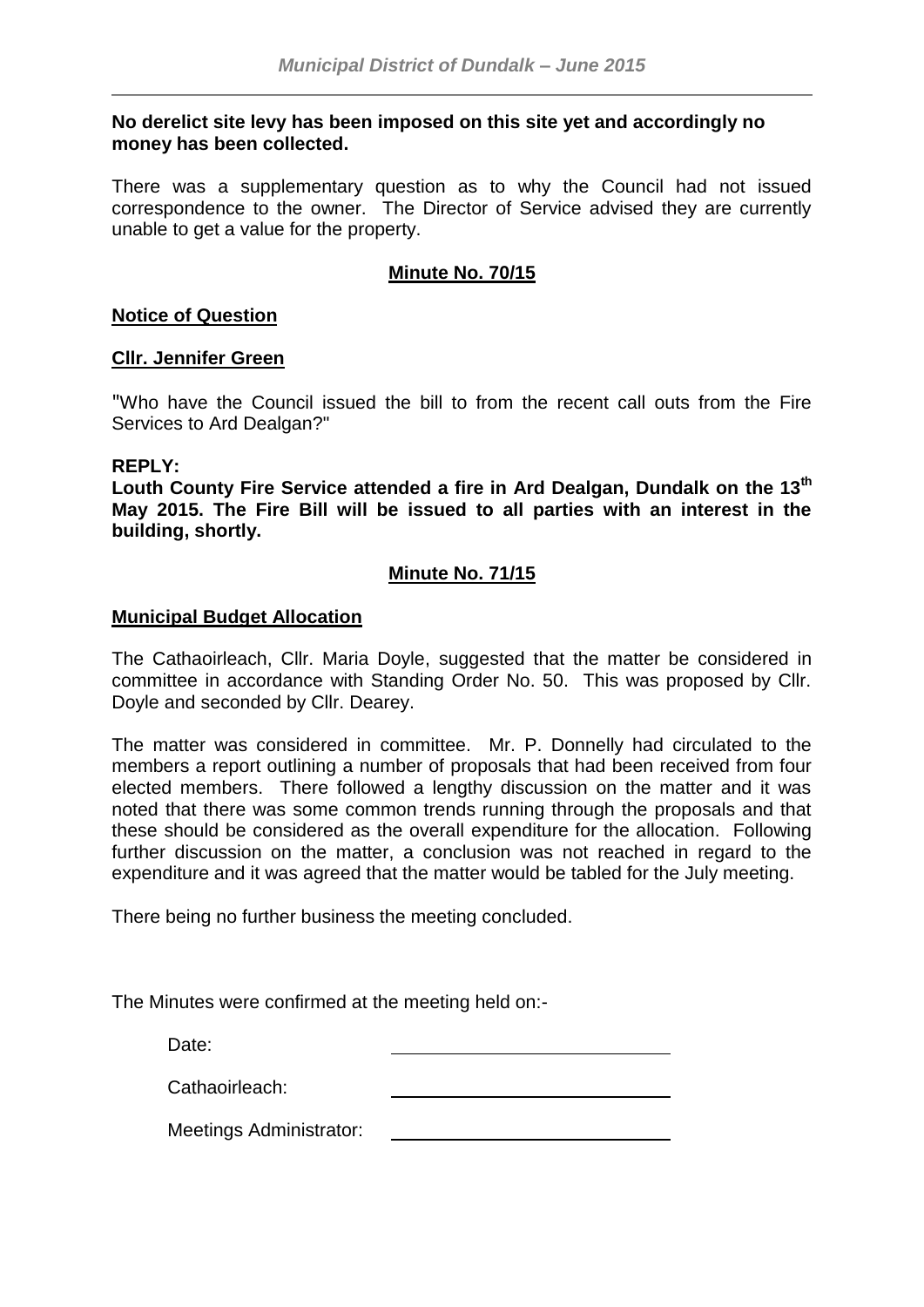**No derelict site levy has been imposed on this site yet and accordingly no money has been collected.**

There was a supplementary question as to why the Council had not issued correspondence to the owner. The Director of Service advised they are currently unable to get a value for the property.

## Minute No. 70/15

**Notice of Question**

**Cllr. Jennifer Green**

"Who have the Council issued the bill to from the recent call outs from the Fire Services to Ard Dealgan?"

**REPLY:**
**Louth County Fire Service attended a fire in Ard Dealgan, Dundalk on the 13th May 2015. The Fire Bill will be issued to all parties with an interest in the building, shortly.**

## Minute No. 71/15

**Municipal Budget Allocation**

The Cathaoirleach, Cllr. Maria Doyle, suggested that the matter be considered in committee in accordance with Standing Order No. 50. This was proposed by Cllr. Doyle and seconded by Cllr. Dearey.

The matter was considered in committee. Mr. P. Donnelly had circulated to the members a report outlining a number of proposals that had been received from four elected members. There followed a lengthy discussion on the matter and it was noted that there was some common trends running through the proposals and that these should be considered as the overall expenditure for the allocation. Following further discussion on the matter, a conclusion was not reached in regard to the expenditure and it was agreed that the matter would be tabled for the July meeting.

There being no further business the meeting concluded.

The Minutes were confirmed at the meeting held on:-

Date: ____________________

Cathaoirleach: ____________________

Meetings Administrator: ____________________